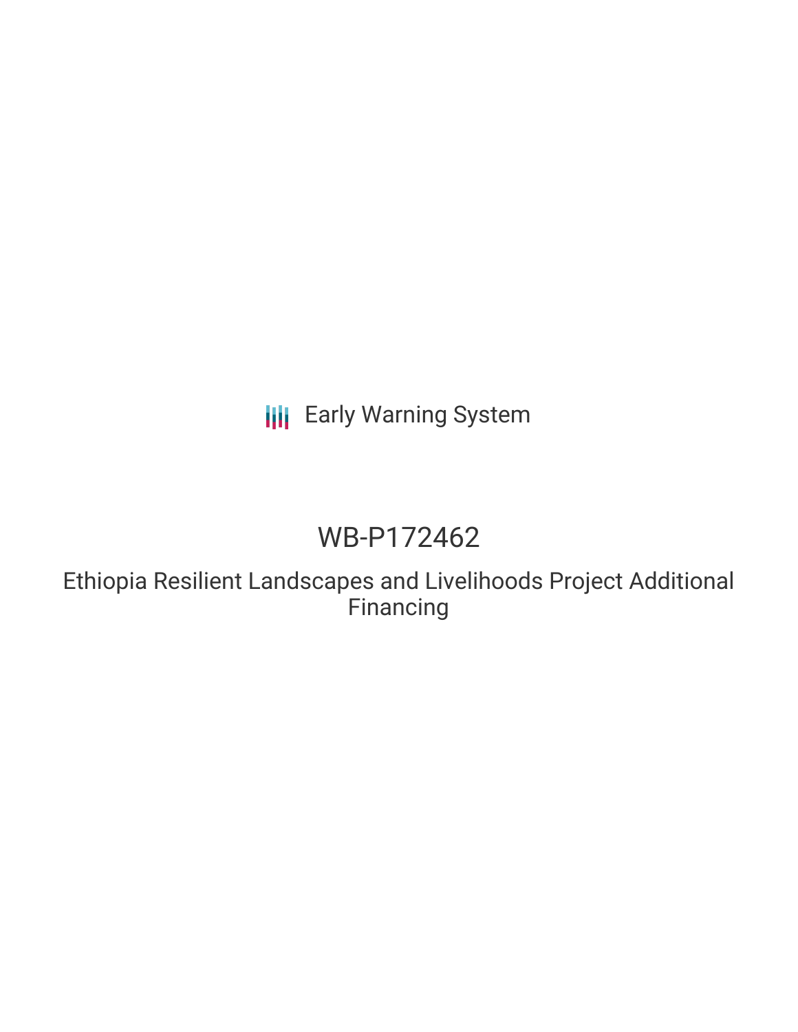Early Warning System

# WB-P172462

## Ethiopia Resilient Landscapes and Livelihoods Project Additional Financing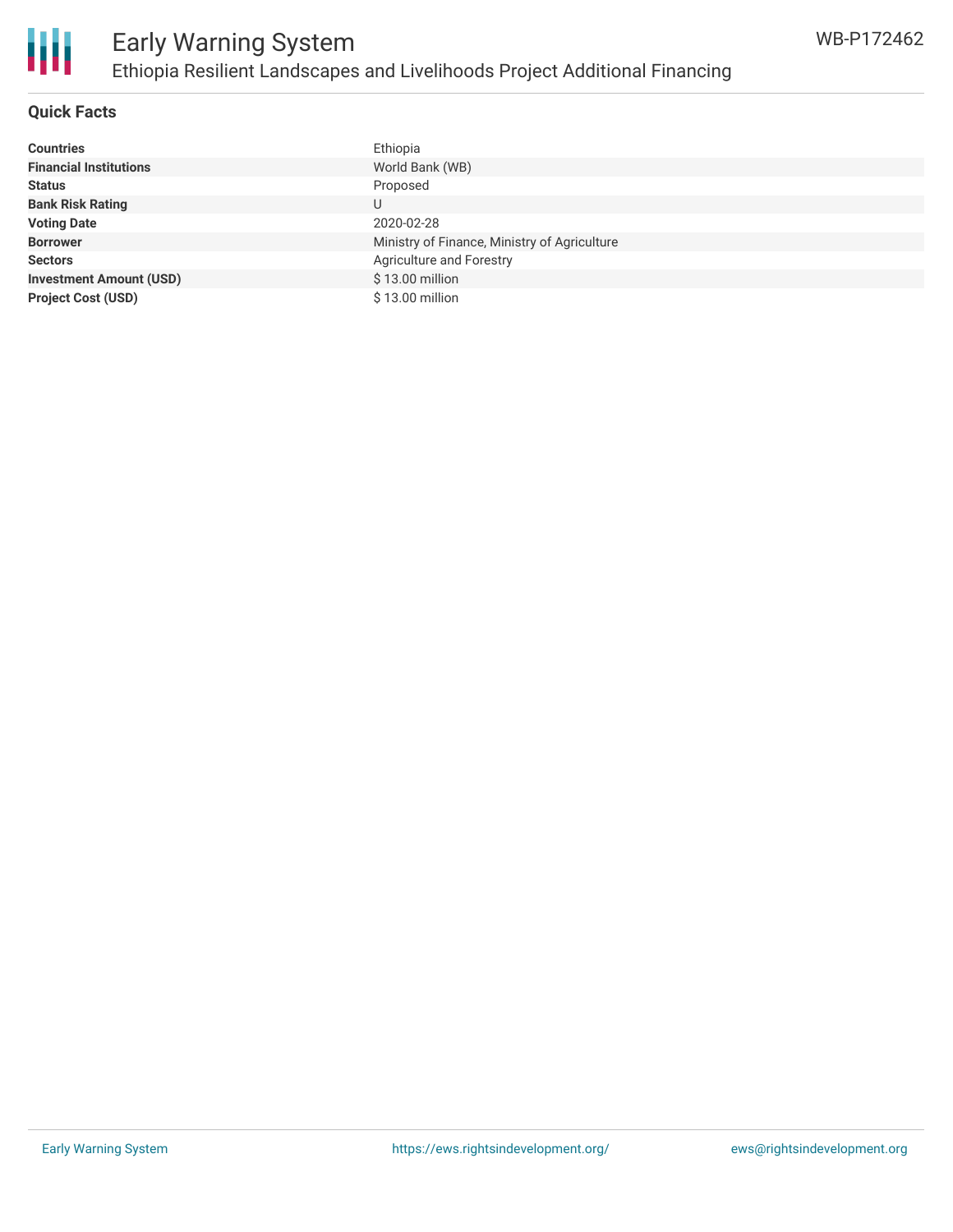## Quick Facts

| | |
|---|---|
| **Countries** | Ethiopia |
| **Financial Institutions** | World Bank (WB) |
| **Status** | Proposed |
| **Bank Risk Rating** | U |
| **Voting Date** | 2020-02-28 |
| **Borrower** | Ministry of Finance, Ministry of Agriculture |
| **Sectors** | Agriculture and Forestry |
| **Investment Amount (USD)** | $ 13.00 million |
| **Project Cost (USD)** | $ 13.00 million |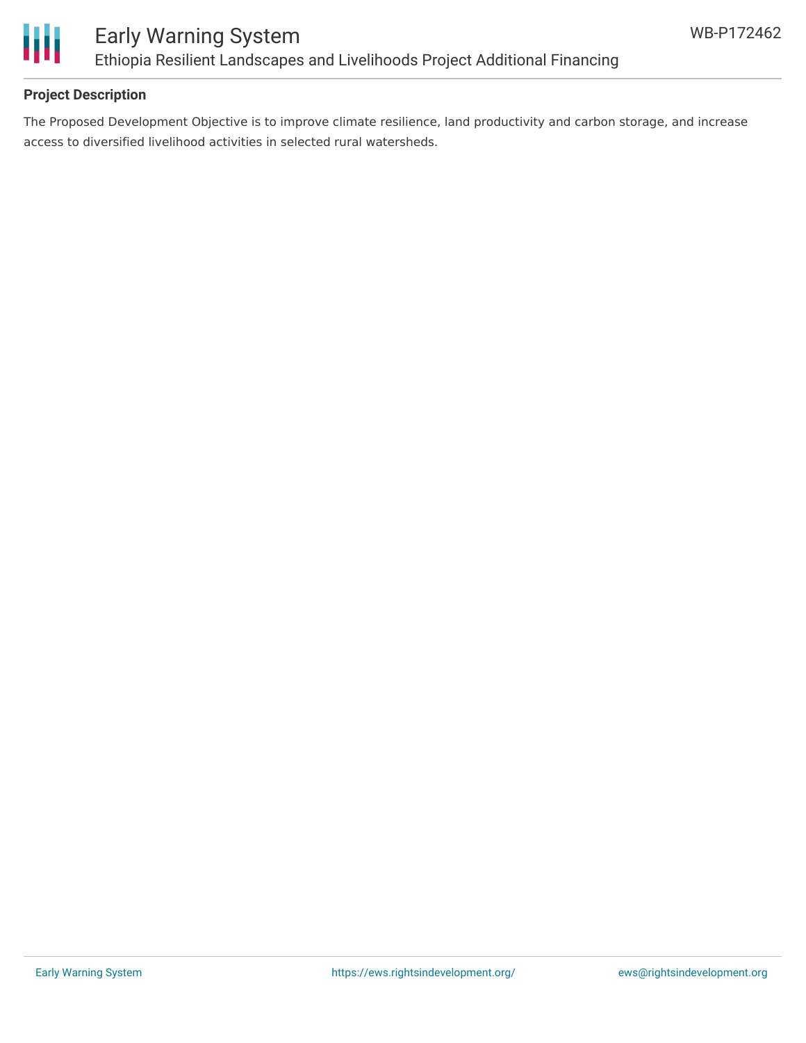## Project Description

The Proposed Development Objective is to improve climate resilience, land productivity and carbon storage, and increase access to diversified livelihood activities in selected rural watersheds.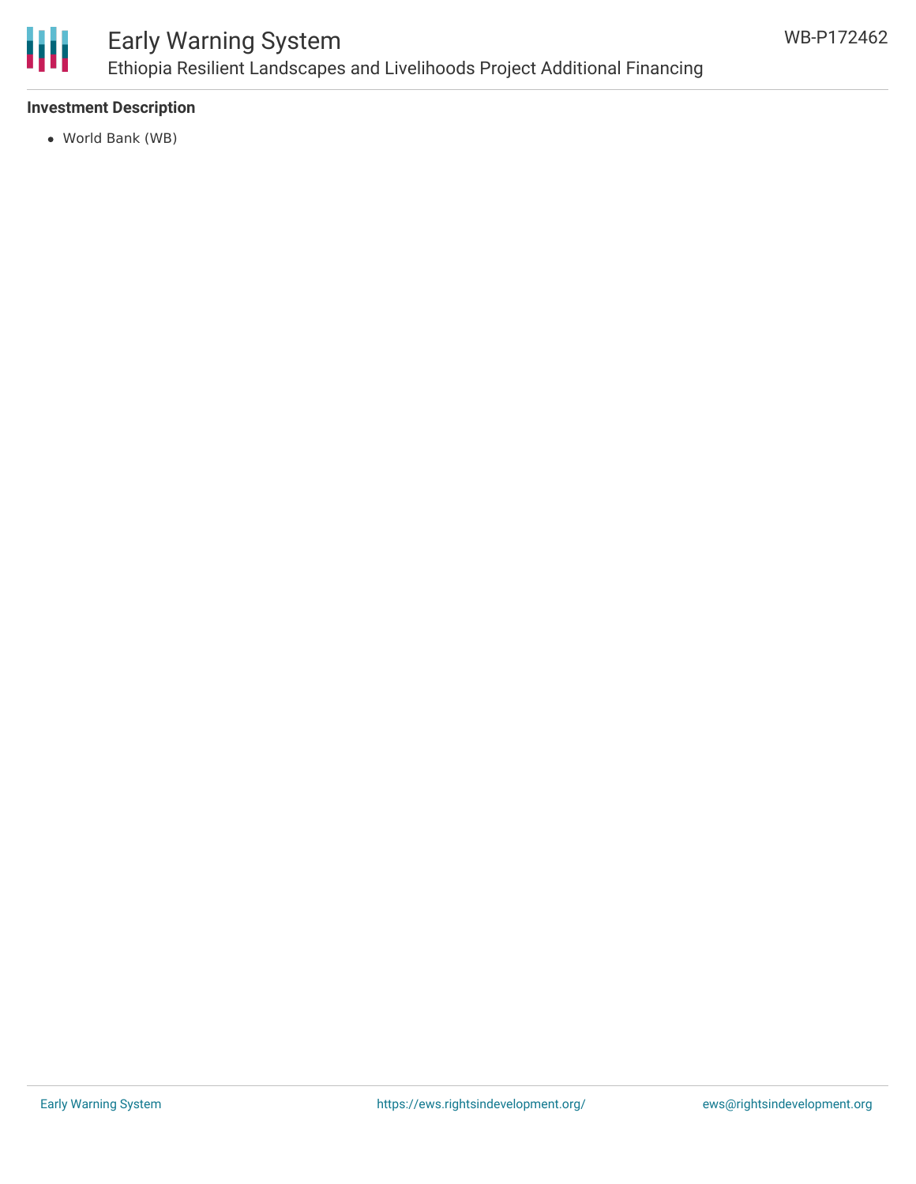**Investment Description**

- World Bank (WB)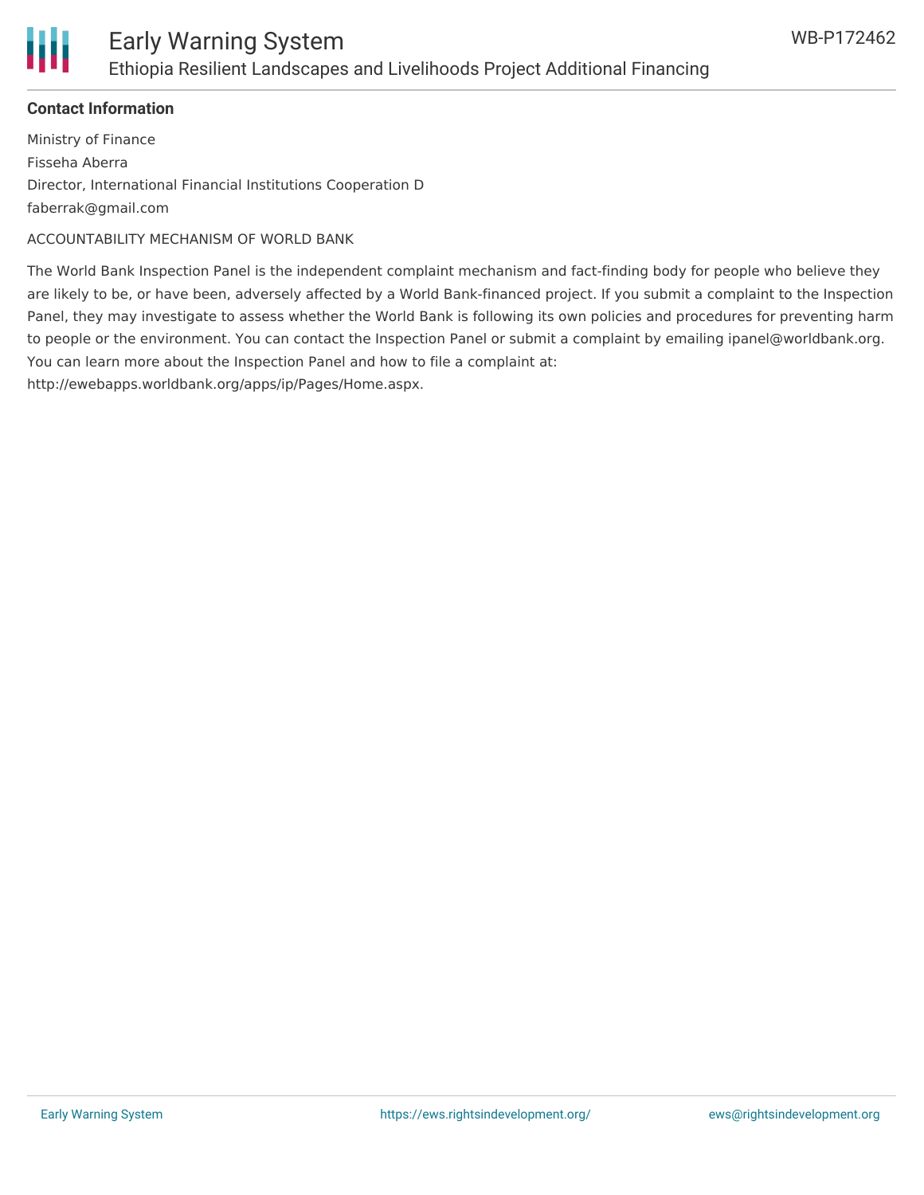**Contact Information**

Ministry of Finance
Fisseha Aberra
Director, International Financial Institutions Cooperation D
faberrak@gmail.com

ACCOUNTABILITY MECHANISM OF WORLD BANK

The World Bank Inspection Panel is the independent complaint mechanism and fact-finding body for people who believe they are likely to be, or have been, adversely affected by a World Bank-financed project. If you submit a complaint to the Inspection Panel, they may investigate to assess whether the World Bank is following its own policies and procedures for preventing harm to people or the environment. You can contact the Inspection Panel or submit a complaint by emailing ipanel@worldbank.org. You can learn more about the Inspection Panel and how to file a complaint at: http://ewebapps.worldbank.org/apps/ip/Pages/Home.aspx.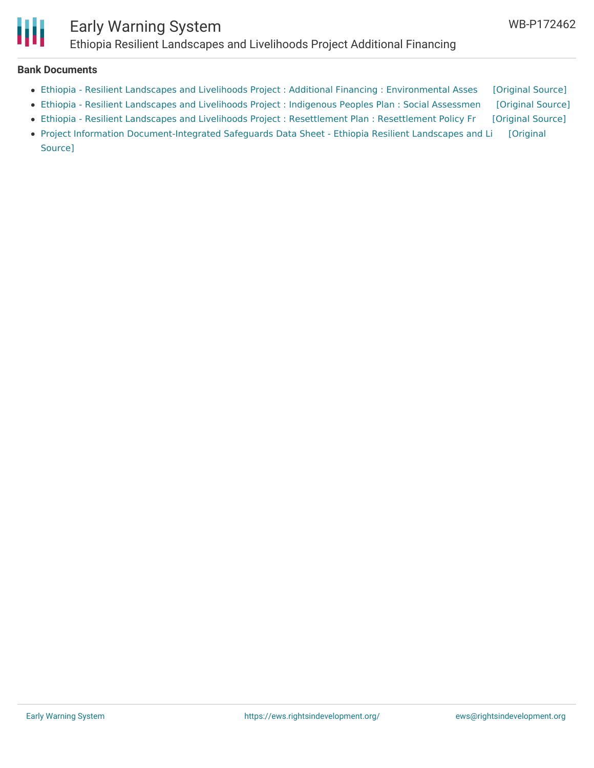**Bank Documents**

- Ethiopia - Resilient Landscapes and Livelihoods Project : Additional Financing : Environmental Asses [Original Source]
- Ethiopia - Resilient Landscapes and Livelihoods Project : Indigenous Peoples Plan : Social Assessmen [Original Source]
- Ethiopia - Resilient Landscapes and Livelihoods Project : Resettlement Plan : Resettlement Policy Fr [Original Source]
- Project Information Document-Integrated Safeguards Data Sheet - Ethiopia Resilient Landscapes and Li [Original Source]